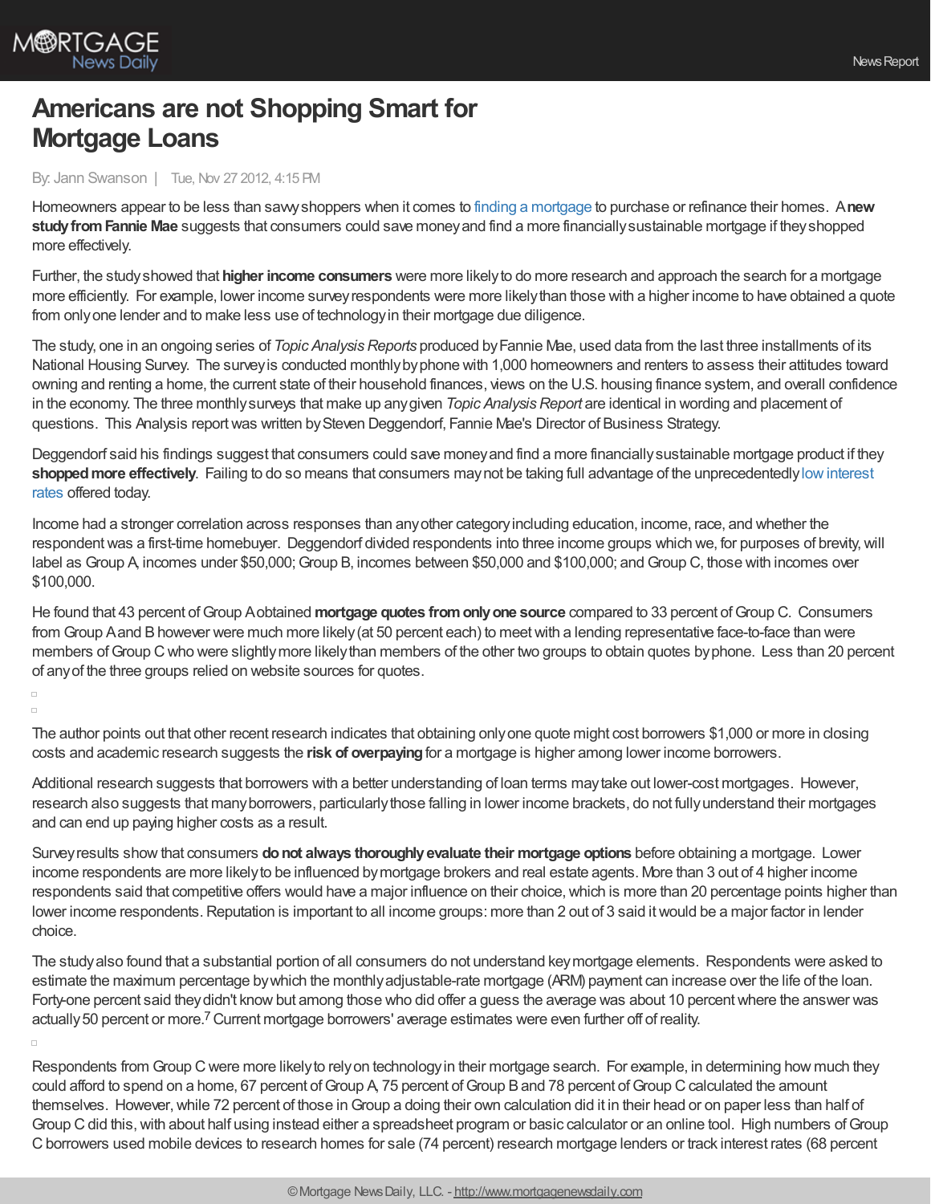# Americans are not Shopping Smart for Mortgage Loans

By: Jann Swanson | Tue, Nov 27 2012, 4:15 PM

Homeowners appear to be less than savvy shoppers when it comes to finding a mortgage to purchase or refinance their homes. A **new study from Fannie Mae** suggests that consumers could save money and find a more financially sustainable mortgage if they shopped more effectively.

Further, the study showed that **higher income consumers** were more likely to do more research and approach the search for a mortgage more efficiently. For example, lower income survey respondents were more likely than those with a higher income to have obtained a quote from only one lender and to make less use of technology in their mortgage due diligence.

The study, one in an ongoing series of *Topic Analysis Reports* produced by Fannie Mae, used data from the last three installments of its National Housing Survey. The survey is conducted monthly by phone with 1,000 homeowners and renters to assess their attitudes toward owning and renting a home, the current state of their household finances, views on the U.S. housing finance system, and overall confidence in the economy. The three monthly surveys that make up any given *Topic Analysis Report* are identical in wording and placement of questions. This Analysis report was written by Steven Deggendorf, Fannie Mae's Director of Business Strategy.

Deggendorf said his findings suggest that consumers could save money and find a more financially sustainable mortgage product if they **shopped more effectively**. Failing to do so means that consumers may not be taking full advantage of the unprecedentedly low interest rates offered today.

Income had a stronger correlation across responses than any other category including education, income, race, and whether the respondent was a first-time homebuyer. Deggendorf divided respondents into three income groups which we, for purposes of brevity, will label as Group A, incomes under $50,000; Group B, incomes between $50,000 and $100,000; and Group C, those with incomes over $100,000.

He found that 43 percent of Group A obtained **mortgage quotes from only one source** compared to 33 percent of Group C. Consumers from Group A and B however were much more likely (at 50 percent each) to meet with a lending representative face-to-face than were members of Group C who were slightly more likely than members of the other two groups to obtain quotes by phone. Less than 20 percent of any of the three groups relied on website sources for quotes.

The author points out that other recent research indicates that obtaining only one quote might cost borrowers $1,000 or more in closing costs and academic research suggests the **risk of overpaying** for a mortgage is higher among lower income borrowers.

Additional research suggests that borrowers with a better understanding of loan terms may take out lower-cost mortgages. However, research also suggests that many borrowers, particularly those falling in lower income brackets, do not fully understand their mortgages and can end up paying higher costs as a result.

Survey results show that consumers **do not always thoroughly evaluate their mortgage options** before obtaining a mortgage. Lower income respondents are more likely to be influenced by mortgage brokers and real estate agents. More than 3 out of 4 higher income respondents said that competitive offers would have a major influence on their choice, which is more than 20 percentage points higher than lower income respondents. Reputation is important to all income groups: more than 2 out of 3 said it would be a major factor in lender choice.

The study also found that a substantial portion of all consumers do not understand key mortgage elements. Respondents were asked to estimate the maximum percentage by which the monthly adjustable-rate mortgage (ARM) payment can increase over the life of the loan. Forty-one percent said they didn't know but among those who did offer a guess the average was about 10 percent where the answer was actually 50 percent or more.[7] Current mortgage borrowers' average estimates were even further off of reality.

Respondents from Group C were more likely to rely on technology in their mortgage search. For example, in determining how much they could afford to spend on a home, 67 percent of Group A, 75 percent of Group B and 78 percent of Group C calculated the amount themselves. However, while 72 percent of those in Group a doing their own calculation did it in their head or on paper less than half of Group C did this, with about half using instead either a spreadsheet program or basic calculator or an online tool. High numbers of Group C borrowers used mobile devices to research homes for sale (74 percent) research mortgage lenders or track interest rates (68 percent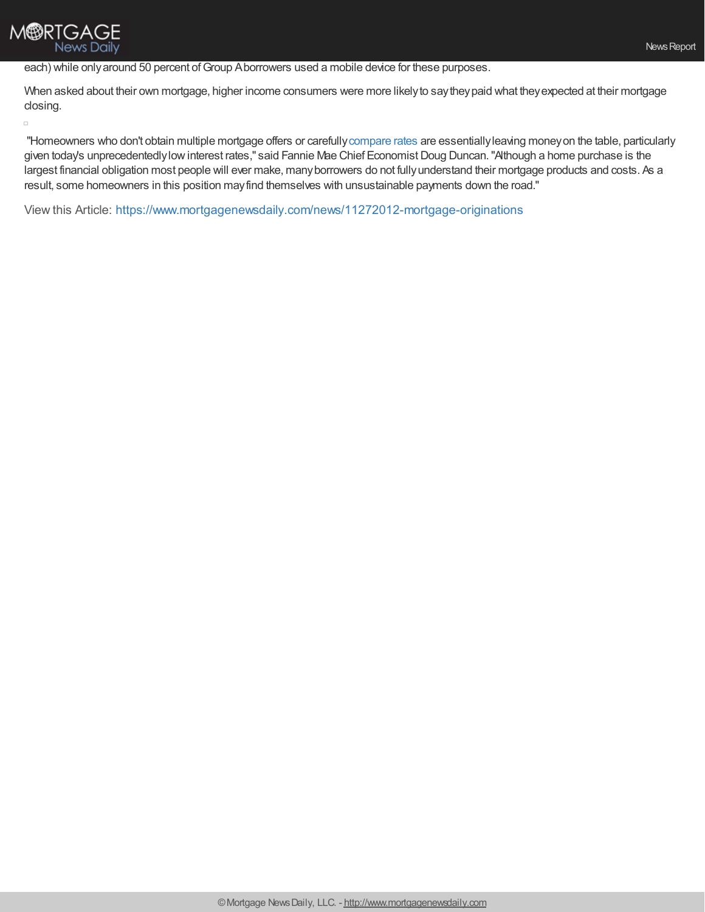each) while only around 50 percent of Group A borrowers used a mobile device for these purposes.

When asked about their own mortgage, higher income consumers were more likely to say they paid what they expected at their mortgage closing.

"Homeowners who don't obtain multiple mortgage offers or carefully compare rates are essentially leaving money on the table, particularly given today's unprecedentedly low interest rates," said Fannie Mae Chief Economist Doug Duncan. "Although a home purchase is the largest financial obligation most people will ever make, many borrowers do not fully understand their mortgage products and costs. As a result, some homeowners in this position may find themselves with unsustainable payments down the road."

View this Article: https://www.mortgagenewsdaily.com/news/11272012-mortgage-originations